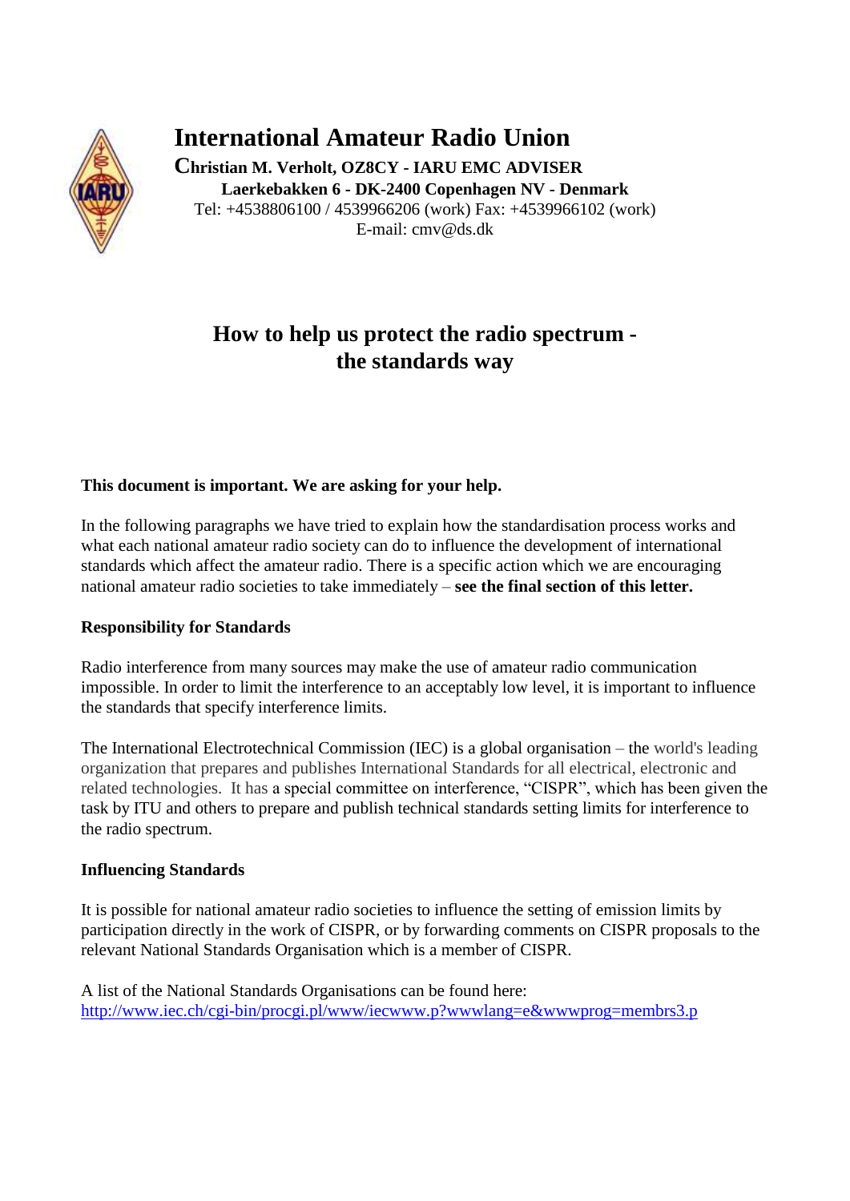# International Amateur Radio Union

**Christian M. Verholt, OZ8CY - IARU EMC ADVISER**
**Laerkebakken 6 - DK-2400 Copenhagen NV - Denmark**
Tel: +4538806100 / 4539966206 (work) Fax: +4539966102 (work)
E-mail: cmv@ds.dk

## How to help us protect the radio spectrum - the standards way

**This document is important. We are asking for your help.**

In the following paragraphs we have tried to explain how the standardisation process works and what each national amateur radio society can do to influence the development of international standards which affect the amateur radio. There is a specific action which we are encouraging national amateur radio societies to take immediately – **see the final section of this letter.**

### Responsibility for Standards

Radio interference from many sources may make the use of amateur radio communication impossible. In order to limit the interference to an acceptably low level, it is important to influence the standards that specify interference limits.

The International Electrotechnical Commission (IEC) is a global organisation – the world's leading organization that prepares and publishes International Standards for all electrical, electronic and related technologies. It has a special committee on interference, "CISPR", which has been given the task by ITU and others to prepare and publish technical standards setting limits for interference to the radio spectrum.

### Influencing Standards

It is possible for national amateur radio societies to influence the setting of emission limits by participation directly in the work of CISPR, or by forwarding comments on CISPR proposals to the relevant National Standards Organisation which is a member of CISPR.

A list of the National Standards Organisations can be found here:
http://www.iec.ch/cgi-bin/procgi.pl/www/iecwww.p?wwwlang=e&wwwprog=membrs3.p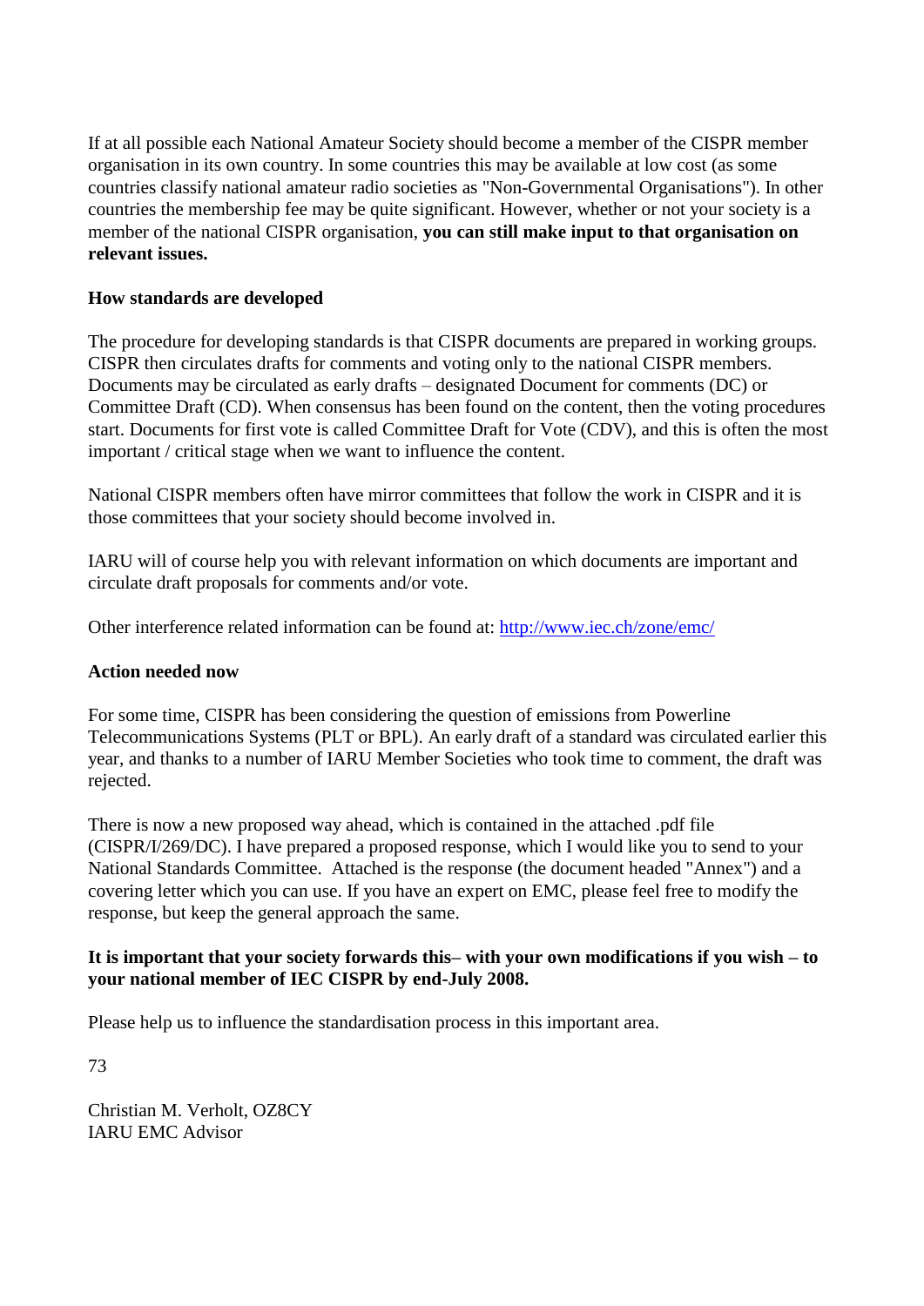If at all possible each National Amateur Society should become a member of the CISPR member organisation in its own country. In some countries this may be available at low cost (as some countries classify national amateur radio societies as "Non-Governmental Organisations"). In other countries the membership fee may be quite significant. However, whether or not your society is a member of the national CISPR organisation, **you can still make input to that organisation on relevant issues.**

**How standards are developed**

The procedure for developing standards is that CISPR documents are prepared in working groups. CISPR then circulates drafts for comments and voting only to the national CISPR members. Documents may be circulated as early drafts – designated Document for comments (DC) or Committee Draft (CD). When consensus has been found on the content, then the voting procedures start. Documents for first vote is called Committee Draft for Vote (CDV), and this is often the most important / critical stage when we want to influence the content.

National CISPR members often have mirror committees that follow the work in CISPR and it is those committees that your society should become involved in.

IARU will of course help you with relevant information on which documents are important and circulate draft proposals for comments and/or vote.

Other interference related information can be found at: [http://www.iec.ch/zone/emc/](http://www.iec.ch/zone/emc/)

**Action needed now**

For some time, CISPR has been considering the question of emissions from Powerline Telecommunications Systems (PLT or BPL). An early draft of a standard was circulated earlier this year, and thanks to a number of IARU Member Societies who took time to comment, the draft was rejected.

There is now a new proposed way ahead, which is contained in the attached .pdf file (CISPR/I/269/DC). I have prepared a proposed response, which I would like you to send to your National Standards Committee. Attached is the response (the document headed "Annex") and a covering letter which you can use. If you have an expert on EMC, please feel free to modify the response, but keep the general approach the same.

**It is important that your society forwards this– with your own modifications if you wish – to your national member of IEC CISPR by end-July 2008.**

Please help us to influence the standardisation process in this important area.

73

Christian M. Verholt, OZ8CY
IARU EMC Advisor